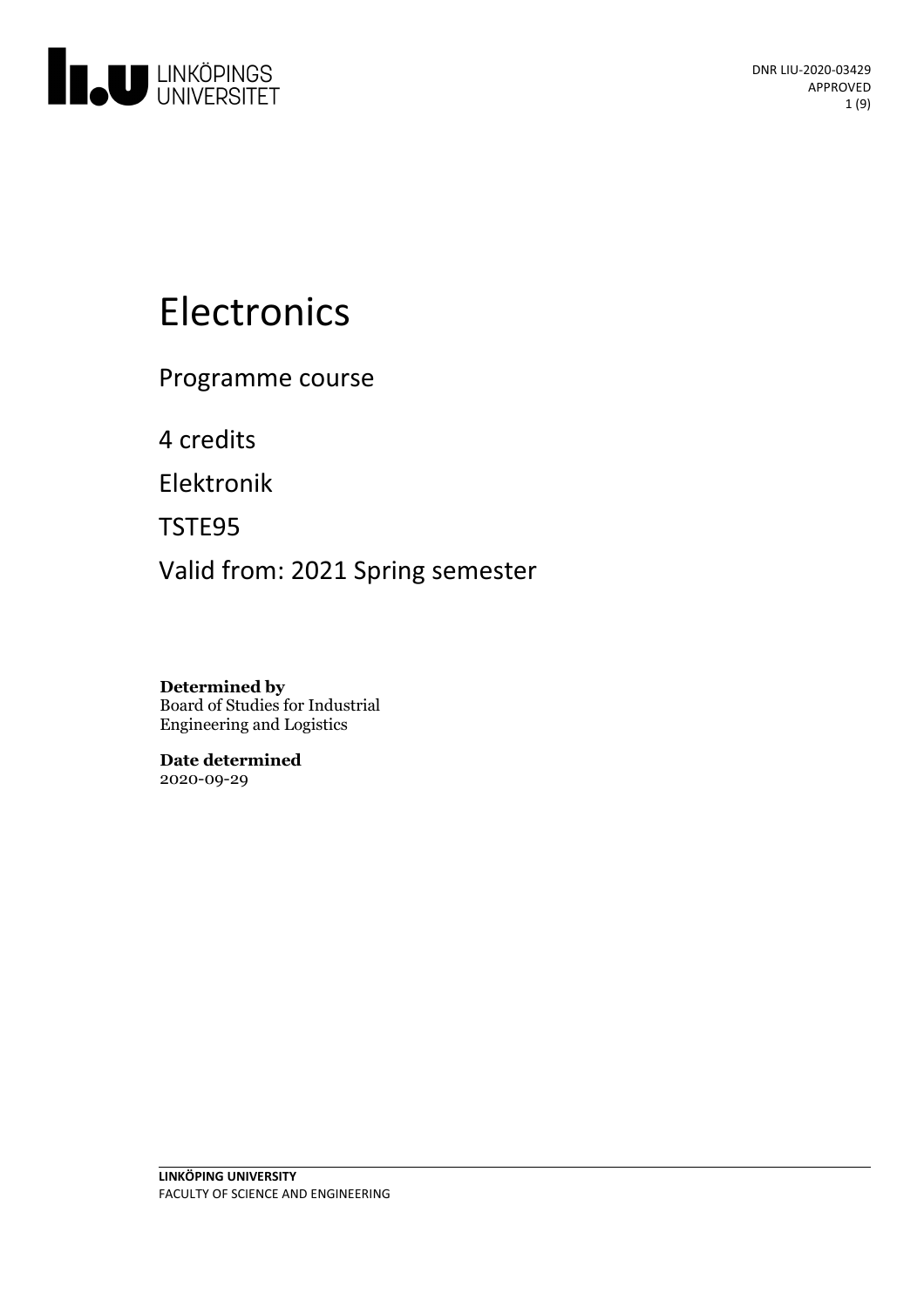DNR LIU-2020-03429
APPROVED

# Electronics

Programme course

4 credits

Elektronik

TSTE95

Valid from: 2021 Spring semester

**Determined by**
Board of Studies for Industrial Engineering and Logistics

**Date determined**
2020-09-29

**LINKÖPING UNIVERSITY**
FACULTY OF SCIENCE AND ENGINEERING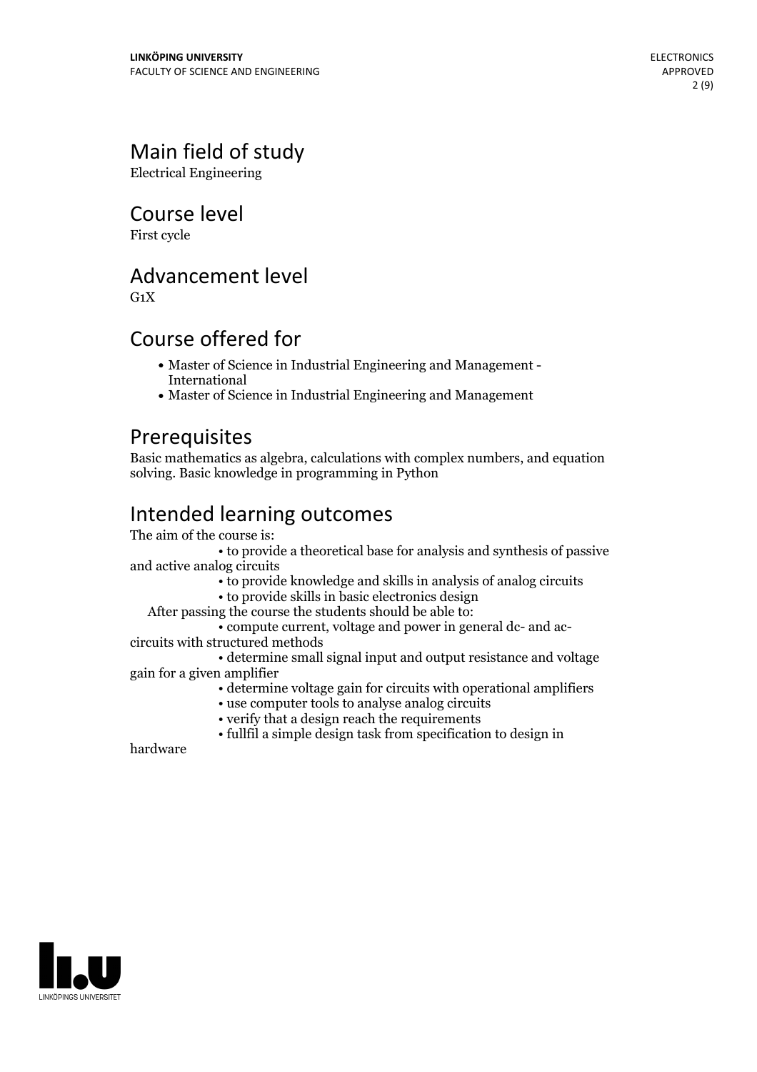## Main field of study

Electrical Engineering

## Course level

First cycle

## Advancement level

G1X

## Course offered for

- Master of Science in Industrial Engineering and Management - International
- Master of Science in Industrial Engineering and Management

## Prerequisites

Basic mathematics as algebra, calculations with complex numbers, and equation solving. Basic knowledge in programming in Python

## Intended learning outcomes

The aim of the course is:

- to provide a theoretical base for analysis and synthesis of passive and active analog circuits
- to provide knowledge and skills in analysis of analog circuits
- to provide skills in basic electronics design

After passing the course the students should be able to:

- compute current, voltage and power in general dc- and ac-circuits with structured methods
- determine small signal input and output resistance and voltage gain for a given amplifier
- determine voltage gain for circuits with operational amplifiers
- use computer tools to analyse analog circuits
- verify that a design reach the requirements
- fullfil a simple design task from specification to design in hardware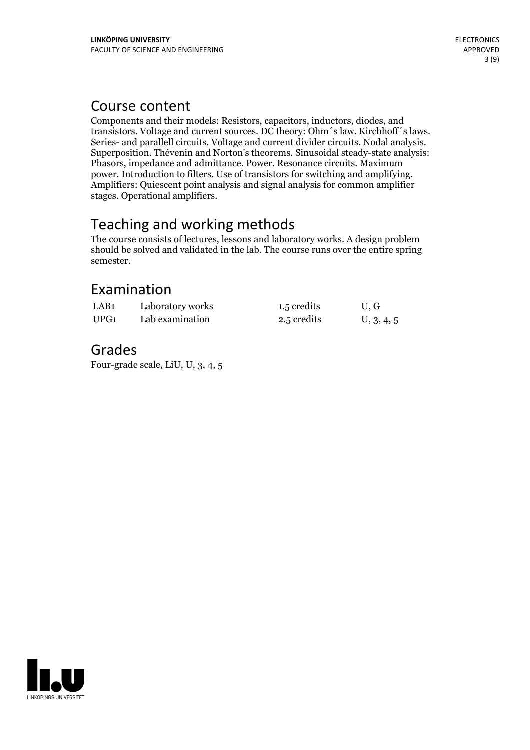## Course content

Components and their models: Resistors, capacitors, inductors, diodes, and transistors. Voltage and current sources. DC theory: Ohm´s law. Kirchhoff´s laws. Series- and parallell circuits. Voltage and current divider circuits. Nodal analysis. Superposition. Thévenin and Norton's theorems. Sinusoidal steady-state analysis: Phasors, impedance and admittance. Power. Resonance circuits. Maximum power. Introduction to filters. Use of transistors for switching and amplifying. Amplifiers: Quiescent point analysis and signal analysis for common amplifier stages. Operational amplifiers.

## Teaching and working methods

The course consists of lectures, lessons and laboratory works. A design problem should be solved and validated in the lab. The course runs over the entire spring semester.

## Examination

| | | | |
|---|---|---|---|
| LAB1 | Laboratory works | 1.5 credits | U, G |
| UPG1 | Lab examination | 2.5 credits | U, 3, 4, 5 |

## Grades

Four-grade scale, LiU, U, 3, 4, 5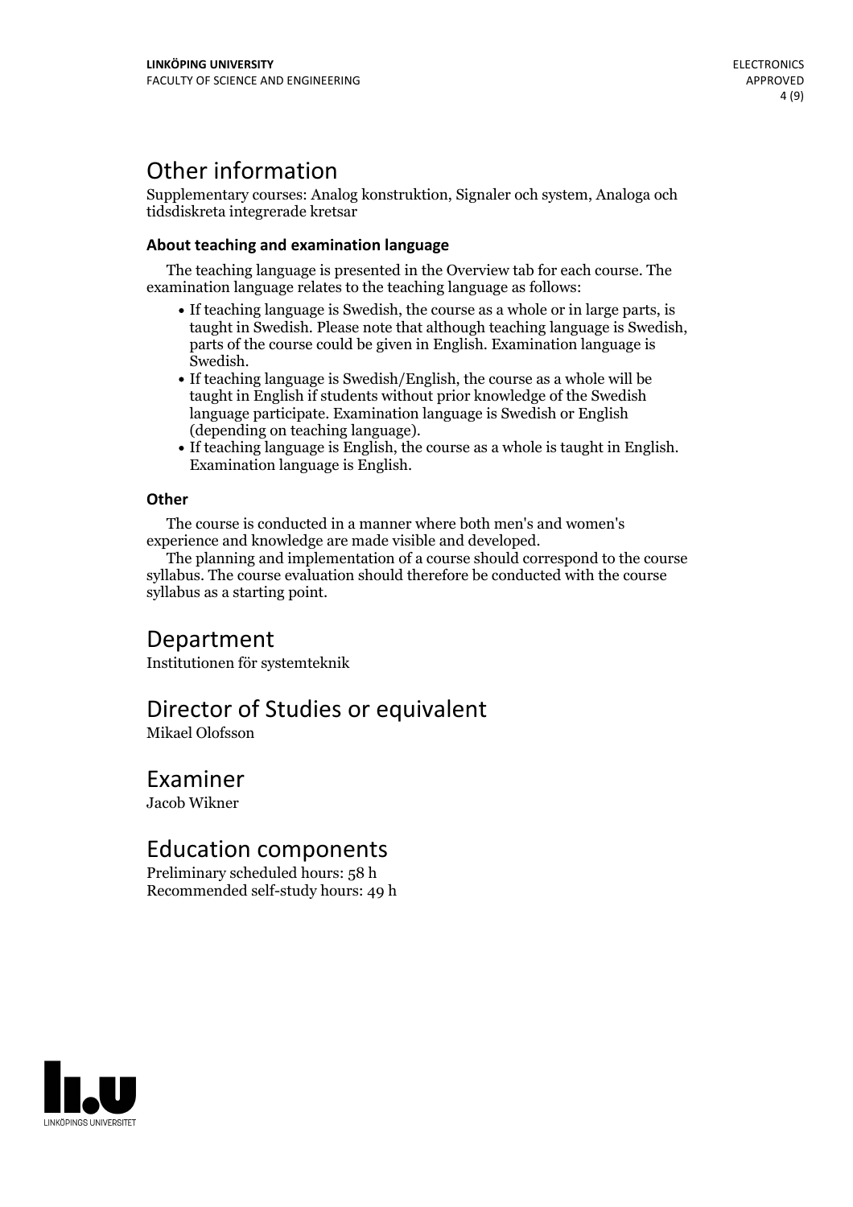## Other information

Supplementary courses: Analog konstruktion, Signaler och system, Analoga och tidsdiskreta integrerade kretsar

### About teaching and examination language

The teaching language is presented in the Overview tab for each course. The examination language relates to the teaching language as follows:

- If teaching language is Swedish, the course as a whole or in large parts, is taught in Swedish. Please note that although teaching language is Swedish, parts of the course could be given in English. Examination language is Swedish.
- If teaching language is Swedish/English, the course as a whole will be taught in English if students without prior knowledge of the Swedish language participate. Examination language is Swedish or English (depending on teaching language).
- If teaching language is English, the course as a whole is taught in English. Examination language is English.

### Other

The course is conducted in a manner where both men's and women's experience and knowledge are made visible and developed.

The planning and implementation of a course should correspond to the course syllabus. The course evaluation should therefore be conducted with the course syllabus as a starting point.

## Department

Institutionen för systemteknik

## Director of Studies or equivalent

Mikael Olofsson

## Examiner

Jacob Wikner

## Education components

Preliminary scheduled hours: 58 h
Recommended self-study hours: 49 h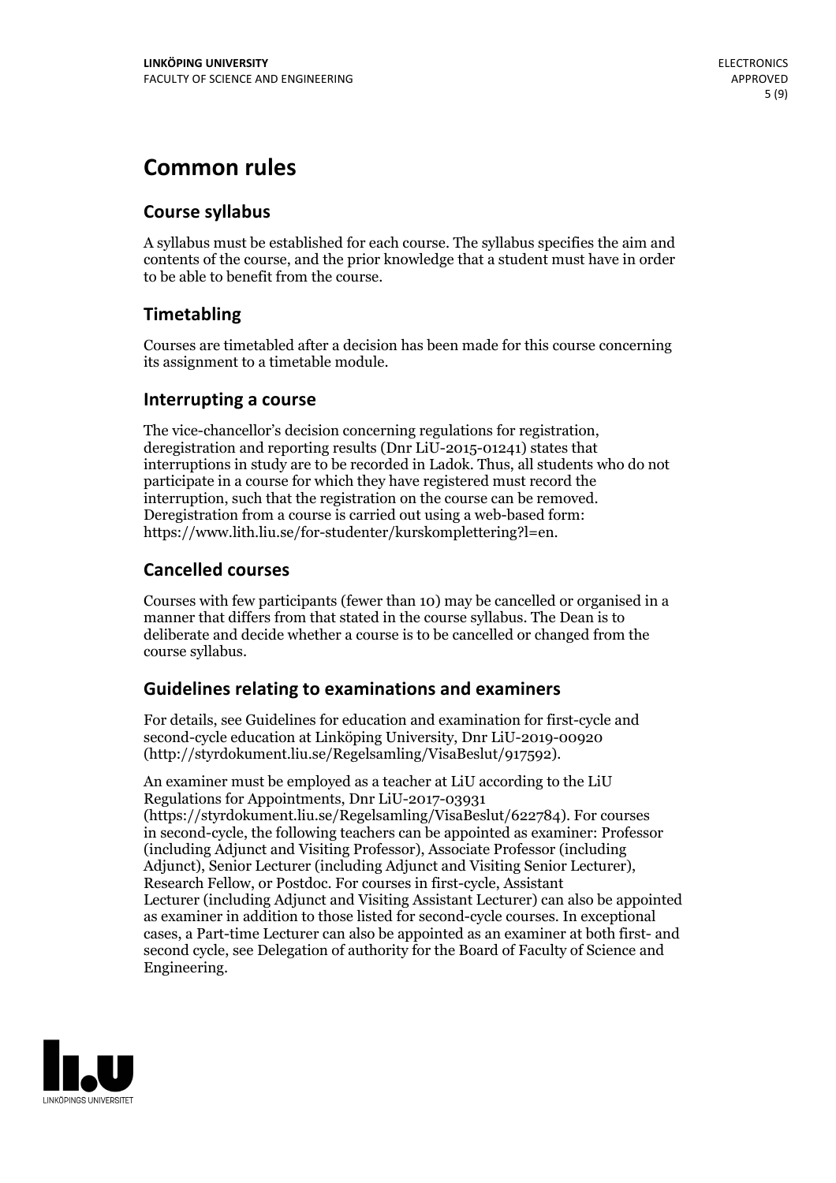# Common rules

## Course syllabus

A syllabus must be established for each course. The syllabus specifies the aim and contents of the course, and the prior knowledge that a student must have in order to be able to benefit from the course.

## Timetabling

Courses are timetabled after a decision has been made for this course concerning its assignment to a timetable module.

## Interrupting a course

The vice-chancellor's decision concerning regulations for registration, deregistration and reporting results (Dnr LiU-2015-01241) states that interruptions in study are to be recorded in Ladok. Thus, all students who do not participate in a course for which they have registered must record the interruption, such that the registration on the course can be removed. Deregistration from a course is carried out using a web-based form: https://www.lith.liu.se/for-studenter/kurskomplettering?l=en.

## Cancelled courses

Courses with few participants (fewer than 10) may be cancelled or organised in a manner that differs from that stated in the course syllabus. The Dean is to deliberate and decide whether a course is to be cancelled or changed from the course syllabus.

## Guidelines relating to examinations and examiners

For details, see Guidelines for education and examination for first-cycle and second-cycle education at Linköping University, Dnr LiU-2019-00920 (http://styrdokument.liu.se/Regelsamling/VisaBeslut/917592).

An examiner must be employed as a teacher at LiU according to the LiU Regulations for Appointments, Dnr LiU-2017-03931 (https://styrdokument.liu.se/Regelsamling/VisaBeslut/622784). For courses in second-cycle, the following teachers can be appointed as examiner: Professor (including Adjunct and Visiting Professor), Associate Professor (including Adjunct), Senior Lecturer (including Adjunct and Visiting Senior Lecturer), Research Fellow, or Postdoc. For courses in first-cycle, Assistant Lecturer (including Adjunct and Visiting Assistant Lecturer) can also be appointed as examiner in addition to those listed for second-cycle courses. In exceptional cases, a Part-time Lecturer can also be appointed as an examiner at both first- and second cycle, see Delegation of authority for the Board of Faculty of Science and Engineering.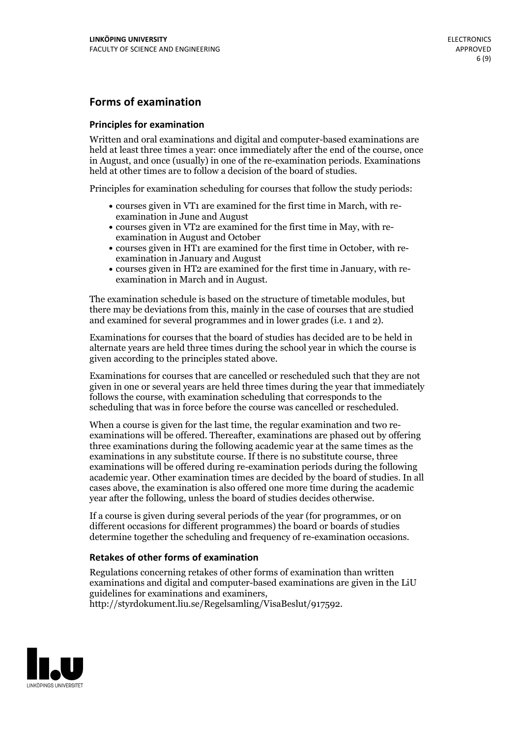## Forms of examination

### Principles for examination

Written and oral examinations and digital and computer-based examinations are held at least three times a year: once immediately after the end of the course, once in August, and once (usually) in one of the re-examination periods. Examinations held at other times are to follow a decision of the board of studies.

Principles for examination scheduling for courses that follow the study periods:

- courses given in VT1 are examined for the first time in March, with re-examination in June and August
- courses given in VT2 are examined for the first time in May, with re-examination in August and October
- courses given in HT1 are examined for the first time in October, with re-examination in January and August
- courses given in HT2 are examined for the first time in January, with re-examination in March and in August.

The examination schedule is based on the structure of timetable modules, but there may be deviations from this, mainly in the case of courses that are studied and examined for several programmes and in lower grades (i.e. 1 and 2).

Examinations for courses that the board of studies has decided are to be held in alternate years are held three times during the school year in which the course is given according to the principles stated above.

Examinations for courses that are cancelled or rescheduled such that they are not given in one or several years are held three times during the year that immediately follows the course, with examination scheduling that corresponds to the scheduling that was in force before the course was cancelled or rescheduled.

When a course is given for the last time, the regular examination and two re-examinations will be offered. Thereafter, examinations are phased out by offering three examinations during the following academic year at the same times as the examinations in any substitute course. If there is no substitute course, three examinations will be offered during re-examination periods during the following academic year. Other examination times are decided by the board of studies. In all cases above, the examination is also offered one more time during the academic year after the following, unless the board of studies decides otherwise.

If a course is given during several periods of the year (for programmes, or on different occasions for different programmes) the board or boards of studies determine together the scheduling and frequency of re-examination occasions.

### Retakes of other forms of examination

Regulations concerning retakes of other forms of examination than written examinations and digital and computer-based examinations are given in the LiU guidelines for examinations and examiners, http://styrdokument.liu.se/Regelsamling/VisaBeslut/917592.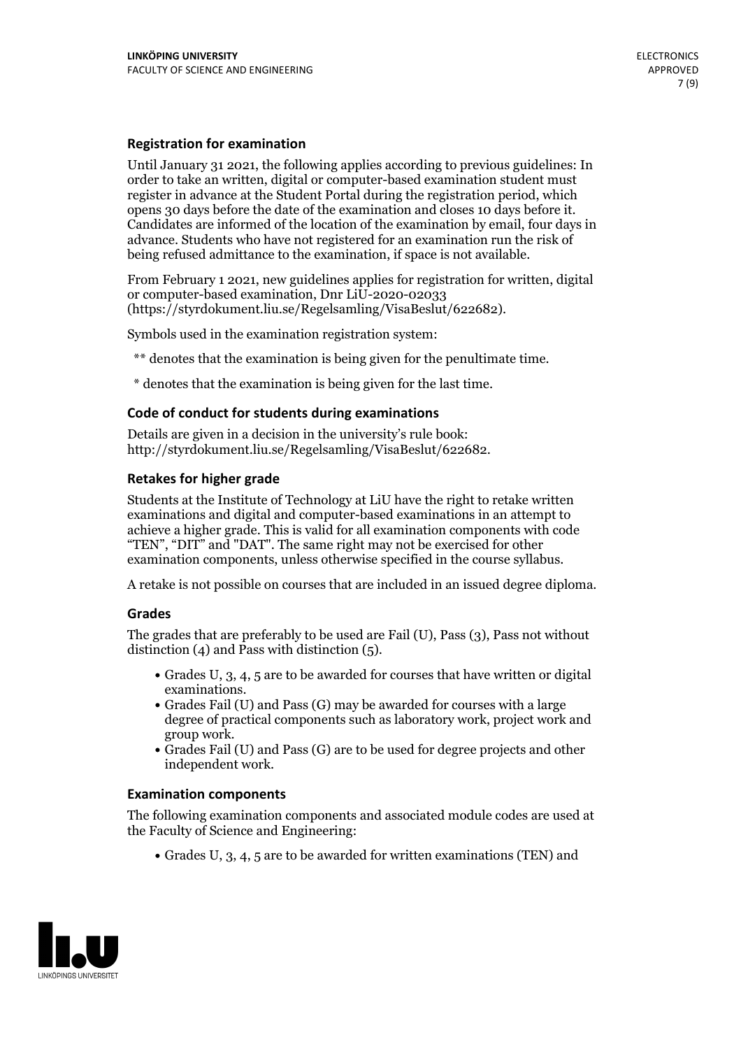### Registration for examination

Until January 31 2021, the following applies according to previous guidelines: In order to take an written, digital or computer-based examination student must register in advance at the Student Portal during the registration period, which opens 30 days before the date of the examination and closes 10 days before it. Candidates are informed of the location of the examination by email, four days in advance. Students who have not registered for an examination run the risk of being refused admittance to the examination, if space is not available.

From February 1 2021, new guidelines applies for registration for written, digital or computer-based examination, Dnr LiU-2020-02033 (https://styrdokument.liu.se/Regelsamling/VisaBeslut/622682).

Symbols used in the examination registration system:

** denotes that the examination is being given for the penultimate time.

* denotes that the examination is being given for the last time.

### Code of conduct for students during examinations

Details are given in a decision in the university's rule book: http://styrdokument.liu.se/Regelsamling/VisaBeslut/622682.

### Retakes for higher grade

Students at the Institute of Technology at LiU have the right to retake written examinations and digital and computer-based examinations in an attempt to achieve a higher grade. This is valid for all examination components with code "TEN", "DIT" and "DAT". The same right may not be exercised for other examination components, unless otherwise specified in the course syllabus.

A retake is not possible on courses that are included in an issued degree diploma.

### Grades

The grades that are preferably to be used are Fail (U), Pass (3), Pass not without distinction (4) and Pass with distinction (5).

- Grades U, 3, 4, 5 are to be awarded for courses that have written or digital examinations.
- Grades Fail (U) and Pass (G) may be awarded for courses with a large degree of practical components such as laboratory work, project work and group work.
- Grades Fail (U) and Pass (G) are to be used for degree projects and other independent work.

### Examination components

The following examination components and associated module codes are used at the Faculty of Science and Engineering:

- Grades U, 3, 4, 5 are to be awarded for written examinations (TEN) and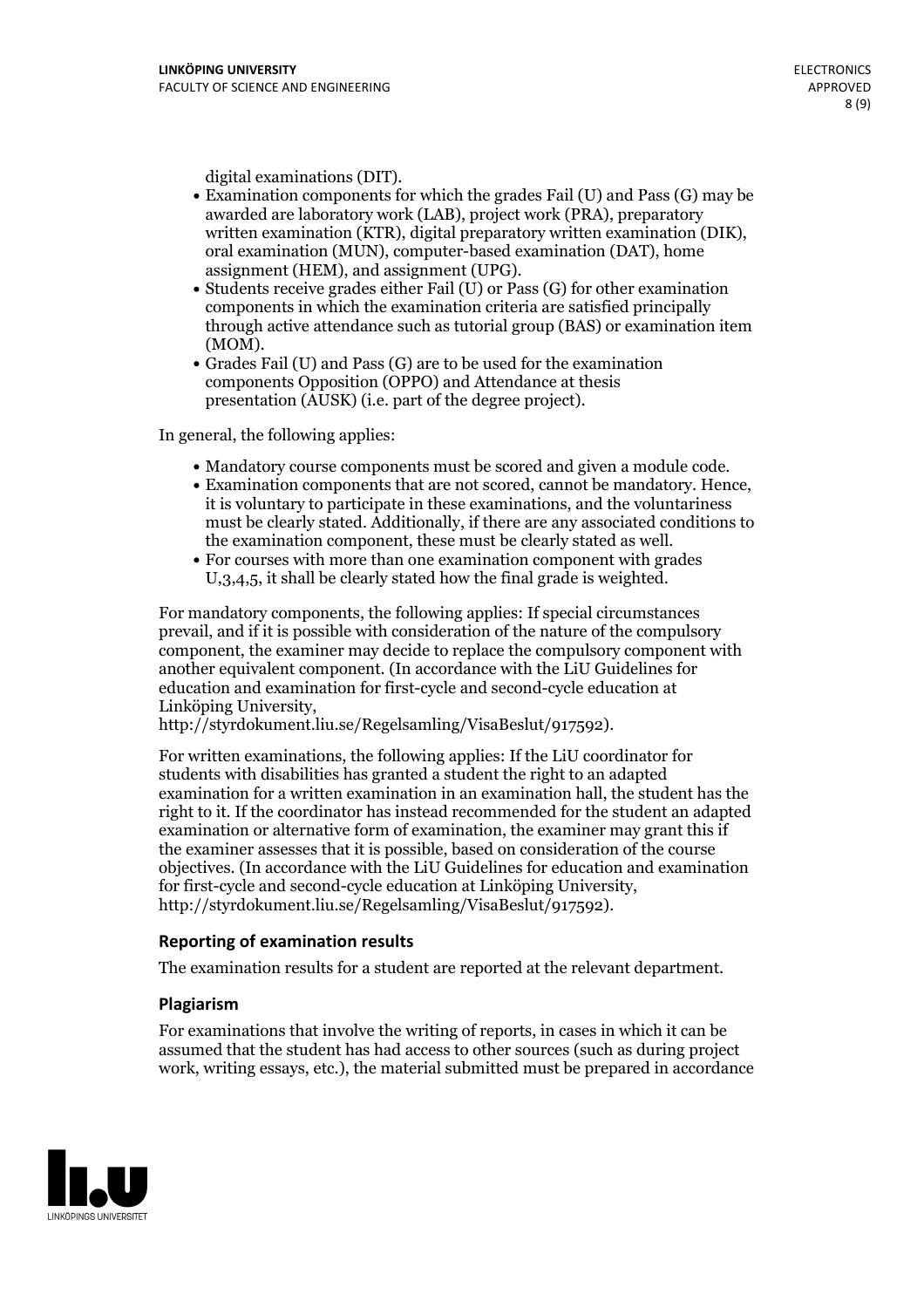digital examinations (DIT).

- Examination components for which the grades Fail (U) and Pass (G) may be awarded are laboratory work (LAB), project work (PRA), preparatory written examination (KTR), digital preparatory written examination (DIK), oral examination (MUN), computer-based examination (DAT), home assignment (HEM), and assignment (UPG).
- Students receive grades either Fail (U) or Pass (G) for other examination components in which the examination criteria are satisfied principally through active attendance such as tutorial group (BAS) or examination item (MOM).
- Grades Fail (U) and Pass (G) are to be used for the examination components Opposition (OPPO) and Attendance at thesis presentation (AUSK) (i.e. part of the degree project).

In general, the following applies:

- Mandatory course components must be scored and given a module code.
- Examination components that are not scored, cannot be mandatory. Hence, it is voluntary to participate in these examinations, and the voluntariness must be clearly stated. Additionally, if there are any associated conditions to the examination component, these must be clearly stated as well.
- For courses with more than one examination component with grades U,3,4,5, it shall be clearly stated how the final grade is weighted.

For mandatory components, the following applies: If special circumstances prevail, and if it is possible with consideration of the nature of the compulsory component, the examiner may decide to replace the compulsory component with another equivalent component. (In accordance with the LiU Guidelines for education and examination for first-cycle and second-cycle education at Linköping University, http://styrdokument.liu.se/Regelsamling/VisaBeslut/917592).

For written examinations, the following applies: If the LiU coordinator for students with disabilities has granted a student the right to an adapted examination for a written examination in an examination hall, the student has the right to it. If the coordinator has instead recommended for the student an adapted examination or alternative form of examination, the examiner may grant this if the examiner assesses that it is possible, based on consideration of the course objectives. (In accordance with the LiU Guidelines for education and examination for first-cycle and second-cycle education at Linköping University, http://styrdokument.liu.se/Regelsamling/VisaBeslut/917592).

## Reporting of examination results

The examination results for a student are reported at the relevant department.

## Plagiarism

For examinations that involve the writing of reports, in cases in which it can be assumed that the student has had access to other sources (such as during project work, writing essays, etc.), the material submitted must be prepared in accordance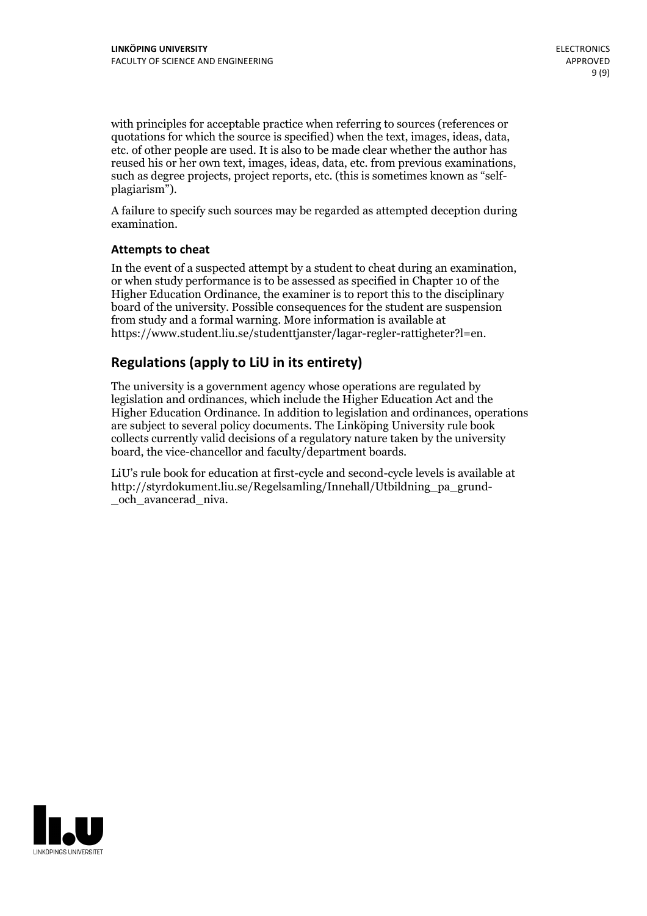with principles for acceptable practice when referring to sources (references or quotations for which the source is specified) when the text, images, ideas, data, etc. of other people are used. It is also to be made clear whether the author has reused his or her own text, images, ideas, data, etc. from previous examinations, such as degree projects, project reports, etc. (this is sometimes known as "self-plagiarism").

A failure to specify such sources may be regarded as attempted deception during examination.

### Attempts to cheat

In the event of a suspected attempt by a student to cheat during an examination, or when study performance is to be assessed as specified in Chapter 10 of the Higher Education Ordinance, the examiner is to report this to the disciplinary board of the university. Possible consequences for the student are suspension from study and a formal warning. More information is available at https://www.student.liu.se/studenttjanster/lagar-regler-rattigheter?l=en.

## Regulations (apply to LiU in its entirety)

The university is a government agency whose operations are regulated by legislation and ordinances, which include the Higher Education Act and the Higher Education Ordinance. In addition to legislation and ordinances, operations are subject to several policy documents. The Linköping University rule book collects currently valid decisions of a regulatory nature taken by the university board, the vice-chancellor and faculty/department boards.

LiU's rule book for education at first-cycle and second-cycle levels is available at http://styrdokument.liu.se/Regelsamling/Innehall/Utbildning_pa_grund-_och_avancerad_niva.